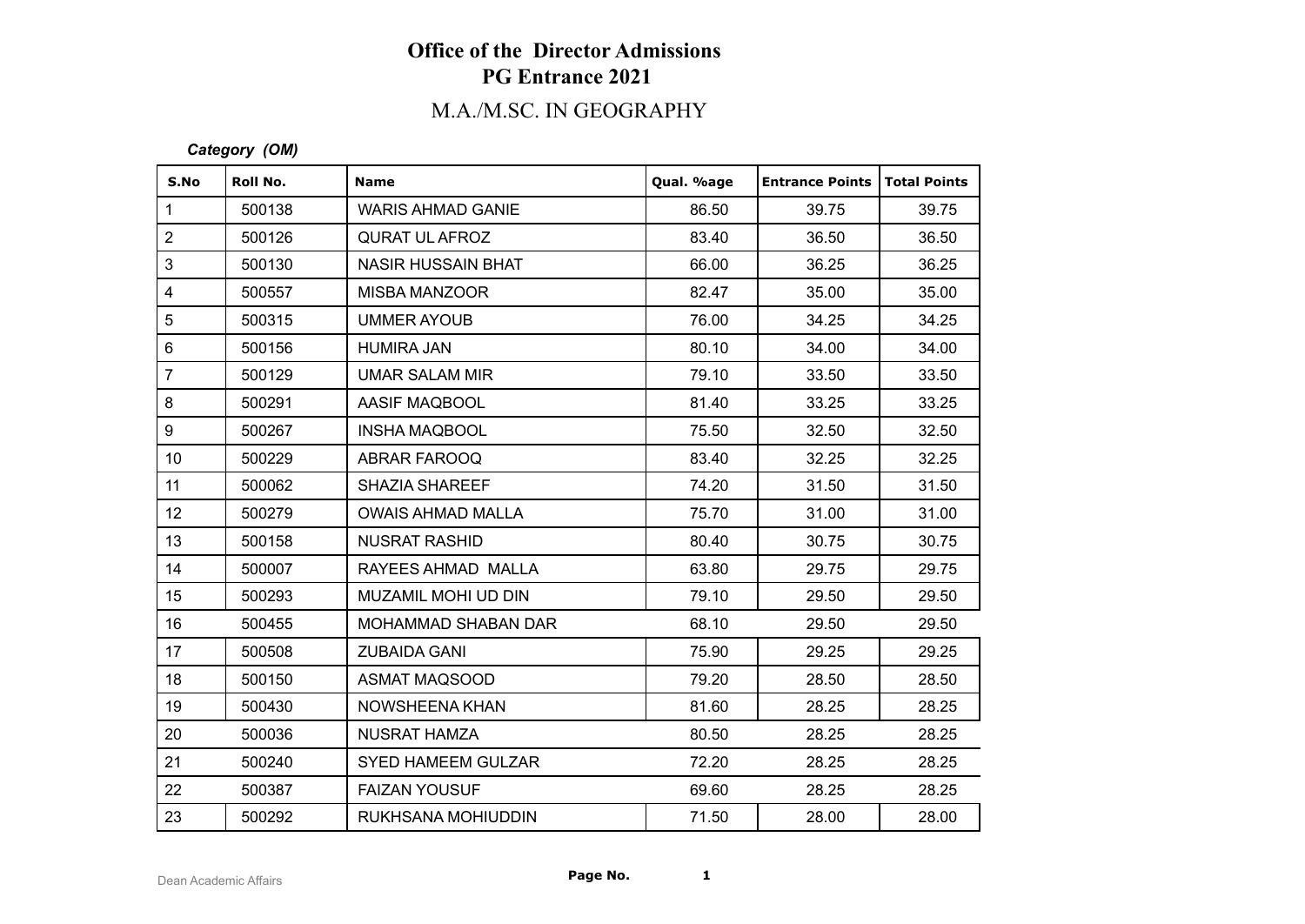# Office of the Director Admissions
## PG Entrance 2021
## M.A./M.SC. IN GEOGRAPHY

*Category (OM)*

| S.No | Roll No. | Name | Qual. %age | Entrance Points | Total Points |
|---|---|---|---|---|---|
| 1 | 500138 | WARIS AHMAD GANIE | 86.50 | 39.75 | 39.75 |
| 2 | 500126 | QURAT UL AFROZ | 83.40 | 36.50 | 36.50 |
| 3 | 500130 | NASIR HUSSAIN BHAT | 66.00 | 36.25 | 36.25 |
| 4 | 500557 | MISBA MANZOOR | 82.47 | 35.00 | 35.00 |
| 5 | 500315 | UMMER AYOUB | 76.00 | 34.25 | 34.25 |
| 6 | 500156 | HUMIRA JAN | 80.10 | 34.00 | 34.00 |
| 7 | 500129 | UMAR SALAM MIR | 79.10 | 33.50 | 33.50 |
| 8 | 500291 | AASIF MAQBOOL | 81.40 | 33.25 | 33.25 |
| 9 | 500267 | INSHA MAQBOOL | 75.50 | 32.50 | 32.50 |
| 10 | 500229 | ABRAR FAROOQ | 83.40 | 32.25 | 32.25 |
| 11 | 500062 | SHAZIA SHAREEF | 74.20 | 31.50 | 31.50 |
| 12 | 500279 | OWAIS AHMAD MALLA | 75.70 | 31.00 | 31.00 |
| 13 | 500158 | NUSRAT RASHID | 80.40 | 30.75 | 30.75 |
| 14 | 500007 | RAYEES AHMAD MALLA | 63.80 | 29.75 | 29.75 |
| 15 | 500293 | MUZAMIL MOHI UD DIN | 79.10 | 29.50 | 29.50 |
| 16 | 500455 | MOHAMMAD SHABAN DAR | 68.10 | 29.50 | 29.50 |
| 17 | 500508 | ZUBAIDA GANI | 75.90 | 29.25 | 29.25 |
| 18 | 500150 | ASMAT MAQSOOD | 79.20 | 28.50 | 28.50 |
| 19 | 500430 | NOWSHEENA KHAN | 81.60 | 28.25 | 28.25 |
| 20 | 500036 | NUSRAT HAMZA | 80.50 | 28.25 | 28.25 |
| 21 | 500240 | SYED HAMEEM GULZAR | 72.20 | 28.25 | 28.25 |
| 22 | 500387 | FAIZAN YOUSUF | 69.60 | 28.25 | 28.25 |
| 23 | 500292 | RUKHSANA MOHIUDDIN | 71.50 | 28.00 | 28.00 |

Dean Academic Affairs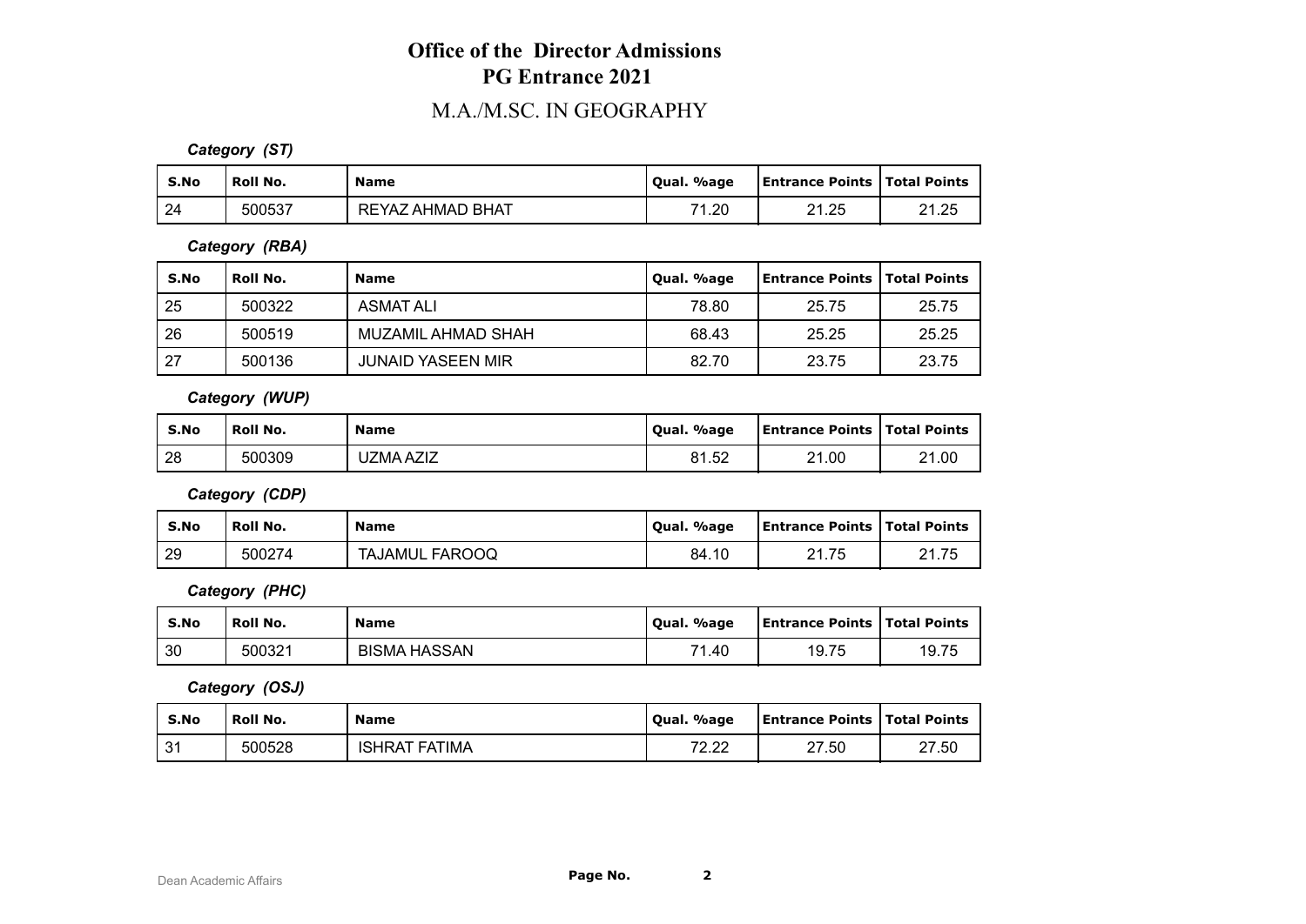# Office of the Director Admissions
# PG Entrance 2021

## M.A./M.SC. IN GEOGRAPHY

***Category (ST)***

| S.No | Roll No. | Name | Qual. %age | Entrance Points | Total Points |
|---|---|---|---|---|---|
| 24 | 500537 | REYAZ AHMAD BHAT | 71.20 | 21.25 | 21.25 |

***Category (RBA)***

| S.No | Roll No. | Name | Qual. %age | Entrance Points | Total Points |
|---|---|---|---|---|---|
| 25 | 500322 | ASMAT ALI | 78.80 | 25.75 | 25.75 |
| 26 | 500519 | MUZAMIL AHMAD SHAH | 68.43 | 25.25 | 25.25 |
| 27 | 500136 | JUNAID YASEEN MIR | 82.70 | 23.75 | 23.75 |

***Category (WUP)***

| S.No | Roll No. | Name | Qual. %age | Entrance Points | Total Points |
|---|---|---|---|---|---|
| 28 | 500309 | UZMA AZIZ | 81.52 | 21.00 | 21.00 |

***Category (CDP)***

| S.No | Roll No. | Name | Qual. %age | Entrance Points | Total Points |
|---|---|---|---|---|---|
| 29 | 500274 | TAJAMUL FAROOQ | 84.10 | 21.75 | 21.75 |

***Category (PHC)***

| S.No | Roll No. | Name | Qual. %age | Entrance Points | Total Points |
|---|---|---|---|---|---|
| 30 | 500321 | BISMA HASSAN | 71.40 | 19.75 | 19.75 |

***Category (OSJ)***

| S.No | Roll No. | Name | Qual. %age | Entrance Points | Total Points |
|---|---|---|---|---|---|
| 31 | 500528 | ISHRAT FATIMA | 72.22 | 27.50 | 27.50 |

Dean Academic Affairs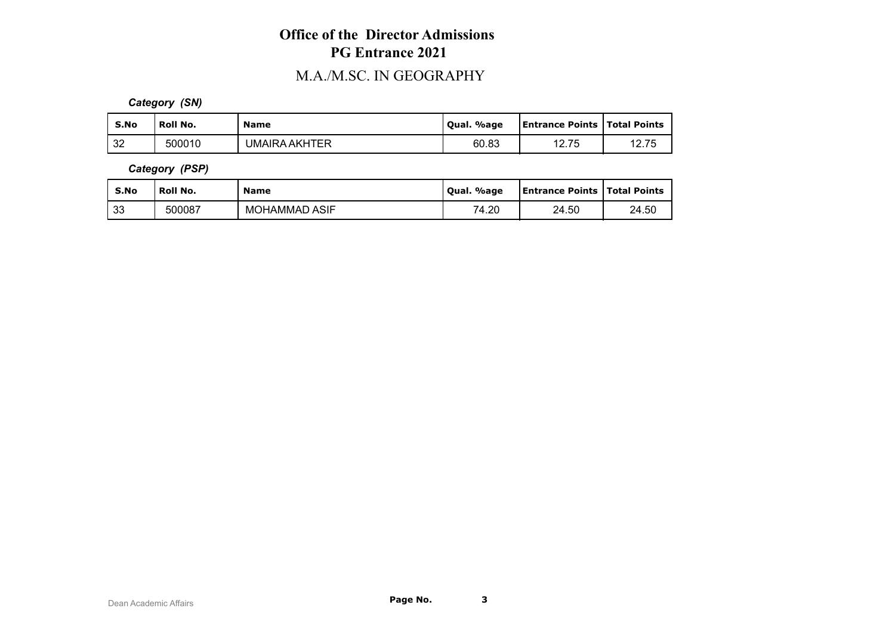# Office of the Director Admissions
## PG Entrance 2021
## M.A./M.SC. IN GEOGRAPHY

***Category (SN)***

| S.No | Roll No. | Name | Qual. %age | Entrance Points | Total Points |
|---|---|---|---|---|---|
| 32 | 500010 | UMAIRA AKHTER | 60.83 | 12.75 | 12.75 |

***Category (PSP)***

| S.No | Roll No. | Name | Qual. %age | Entrance Points | Total Points |
|---|---|---|---|---|---|
| 33 | 500087 | MOHAMMAD ASIF | 74.20 | 24.50 | 24.50 |

Dean Academic Affairs